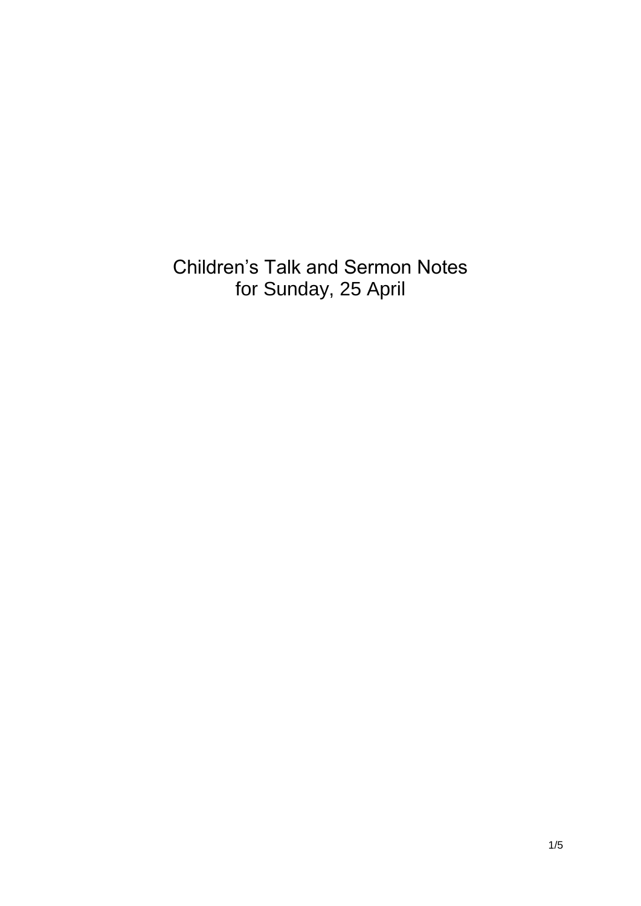# Children's Talk and Sermon Notes for Sunday, 25 April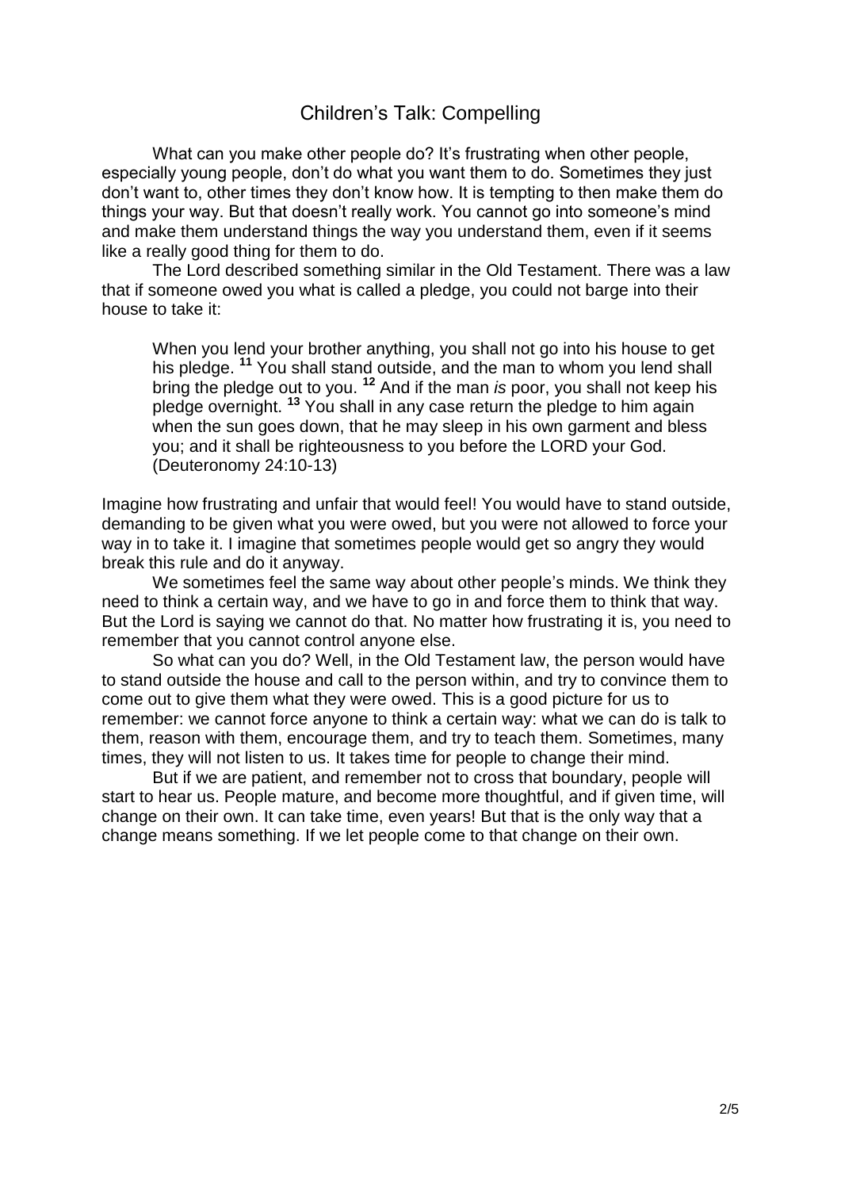## Children's Talk: Compelling

What can you make other people do? It's frustrating when other people, especially young people, don't do what you want them to do. Sometimes they just don't want to, other times they don't know how. It is tempting to then make them do things your way. But that doesn't really work. You cannot go into someone's mind and make them understand things the way you understand them, even if it seems like a really good thing for them to do.

The Lord described something similar in the Old Testament. There was a law that if someone owed you what is called a pledge, you could not barge into their house to take it:

> When you lend your brother anything, you shall not go into his house to get his pledge. [11] You shall stand outside, and the man to whom you lend shall bring the pledge out to you. [12] And if the man *is* poor, you shall not keep his pledge overnight. [13] You shall in any case return the pledge to him again when the sun goes down, that he may sleep in his own garment and bless you; and it shall be righteousness to you before the LORD your God. (Deuteronomy 24:10-13)

Imagine how frustrating and unfair that would feel! You would have to stand outside, demanding to be given what you were owed, but you were not allowed to force your way in to take it. I imagine that sometimes people would get so angry they would break this rule and do it anyway.

We sometimes feel the same way about other people's minds. We think they need to think a certain way, and we have to go in and force them to think that way. But the Lord is saying we cannot do that. No matter how frustrating it is, you need to remember that you cannot control anyone else.

So what can you do? Well, in the Old Testament law, the person would have to stand outside the house and call to the person within, and try to convince them to come out to give them what they were owed. This is a good picture for us to remember: we cannot force anyone to think a certain way: what we can do is talk to them, reason with them, encourage them, and try to teach them. Sometimes, many times, they will not listen to us. It takes time for people to change their mind.

But if we are patient, and remember not to cross that boundary, people will start to hear us. People mature, and become more thoughtful, and if given time, will change on their own. It can take time, even years! But that is the only way that a change means something. If we let people come to that change on their own.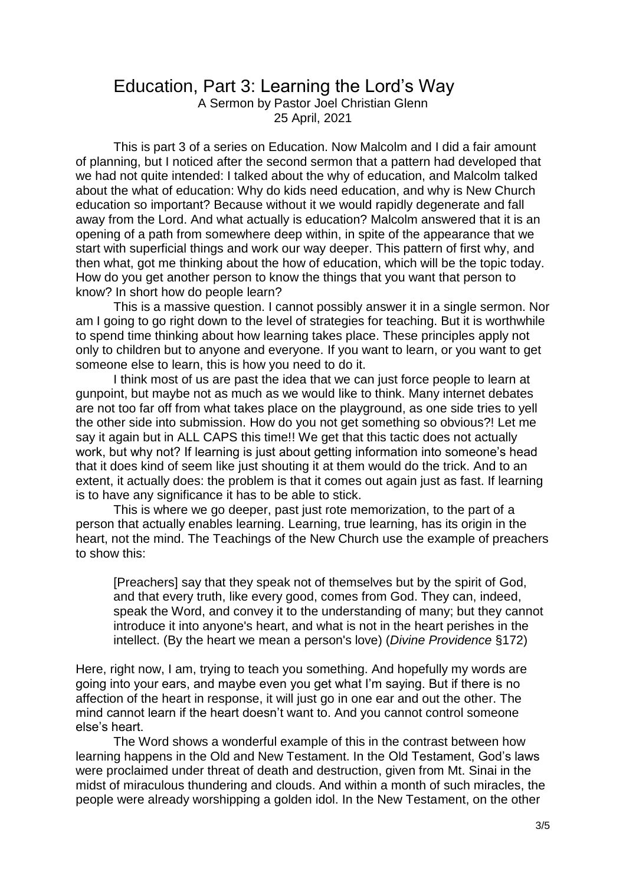# Education, Part 3: Learning the Lord's Way

A Sermon by Pastor Joel Christian Glenn
25 April, 2021

This is part 3 of a series on Education. Now Malcolm and I did a fair amount of planning, but I noticed after the second sermon that a pattern had developed that we had not quite intended: I talked about the why of education, and Malcolm talked about the what of education: Why do kids need education, and why is New Church education so important? Because without it we would rapidly degenerate and fall away from the Lord. And what actually is education? Malcolm answered that it is an opening of a path from somewhere deep within, in spite of the appearance that we start with superficial things and work our way deeper. This pattern of first why, and then what, got me thinking about the how of education, which will be the topic today. How do you get another person to know the things that you want that person to know? In short how do people learn?

This is a massive question. I cannot possibly answer it in a single sermon. Nor am I going to go right down to the level of strategies for teaching. But it is worthwhile to spend time thinking about how learning takes place. These principles apply not only to children but to anyone and everyone. If you want to learn, or you want to get someone else to learn, this is how you need to do it.

I think most of us are past the idea that we can just force people to learn at gunpoint, but maybe not as much as we would like to think. Many internet debates are not too far off from what takes place on the playground, as one side tries to yell the other side into submission. How do you not get something so obvious?! Let me say it again but in ALL CAPS this time!! We get that this tactic does not actually work, but why not? If learning is just about getting information into someone's head that it does kind of seem like just shouting it at them would do the trick. And to an extent, it actually does: the problem is that it comes out again just as fast. If learning is to have any significance it has to be able to stick.

This is where we go deeper, past just rote memorization, to the part of a person that actually enables learning. Learning, true learning, has its origin in the heart, not the mind. The Teachings of the New Church use the example of preachers to show this:

> [Preachers] say that they speak not of themselves but by the spirit of God, and that every truth, like every good, comes from God. They can, indeed, speak the Word, and convey it to the understanding of many; but they cannot introduce it into anyone's heart, and what is not in the heart perishes in the intellect. (By the heart we mean a person's love) (*Divine Providence* §172)

Here, right now, I am, trying to teach you something. And hopefully my words are going into your ears, and maybe even you get what I'm saying. But if there is no affection of the heart in response, it will just go in one ear and out the other. The mind cannot learn if the heart doesn't want to. And you cannot control someone else's heart.

The Word shows a wonderful example of this in the contrast between how learning happens in the Old and New Testament. In the Old Testament, God's laws were proclaimed under threat of death and destruction, given from Mt. Sinai in the midst of miraculous thundering and clouds. And within a month of such miracles, the people were already worshipping a golden idol. In the New Testament, on the other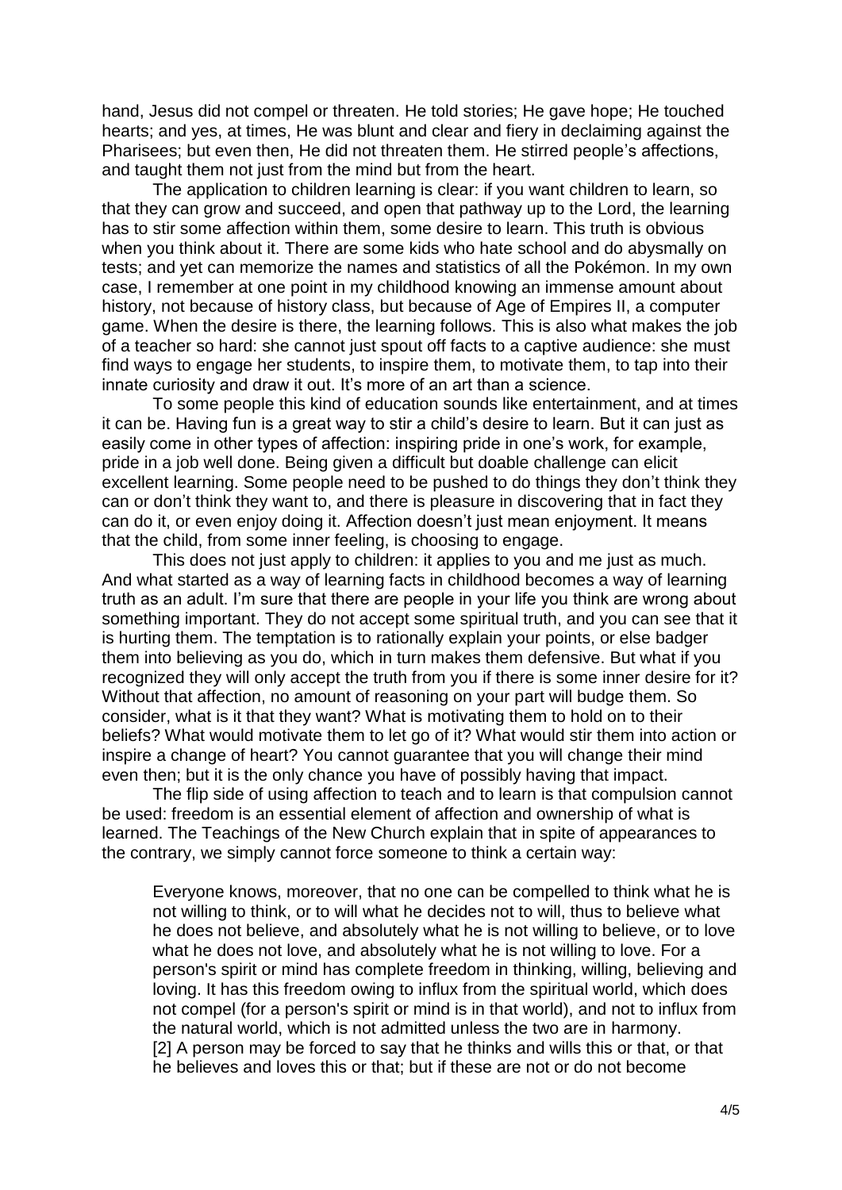hand, Jesus did not compel or threaten. He told stories; He gave hope; He touched hearts; and yes, at times, He was blunt and clear and fiery in declaiming against the Pharisees; but even then, He did not threaten them. He stirred people's affections, and taught them not just from the mind but from the heart.

The application to children learning is clear: if you want children to learn, so that they can grow and succeed, and open that pathway up to the Lord, the learning has to stir some affection within them, some desire to learn. This truth is obvious when you think about it. There are some kids who hate school and do abysmally on tests; and yet can memorize the names and statistics of all the Pokémon. In my own case, I remember at one point in my childhood knowing an immense amount about history, not because of history class, but because of Age of Empires II, a computer game. When the desire is there, the learning follows. This is also what makes the job of a teacher so hard: she cannot just spout off facts to a captive audience: she must find ways to engage her students, to inspire them, to motivate them, to tap into their innate curiosity and draw it out. It's more of an art than a science.

To some people this kind of education sounds like entertainment, and at times it can be. Having fun is a great way to stir a child's desire to learn. But it can just as easily come in other types of affection: inspiring pride in one's work, for example, pride in a job well done. Being given a difficult but doable challenge can elicit excellent learning. Some people need to be pushed to do things they don't think they can or don't think they want to, and there is pleasure in discovering that in fact they can do it, or even enjoy doing it. Affection doesn't just mean enjoyment. It means that the child, from some inner feeling, is choosing to engage.

This does not just apply to children: it applies to you and me just as much. And what started as a way of learning facts in childhood becomes a way of learning truth as an adult. I'm sure that there are people in your life you think are wrong about something important. They do not accept some spiritual truth, and you can see that it is hurting them. The temptation is to rationally explain your points, or else badger them into believing as you do, which in turn makes them defensive. But what if you recognized they will only accept the truth from you if there is some inner desire for it? Without that affection, no amount of reasoning on your part will budge them. So consider, what is it that they want? What is motivating them to hold on to their beliefs? What would motivate them to let go of it? What would stir them into action or inspire a change of heart? You cannot guarantee that you will change their mind even then; but it is the only chance you have of possibly having that impact.

The flip side of using affection to teach and to learn is that compulsion cannot be used: freedom is an essential element of affection and ownership of what is learned. The Teachings of the New Church explain that in spite of appearances to the contrary, we simply cannot force someone to think a certain way:

> Everyone knows, moreover, that no one can be compelled to think what he is not willing to think, or to will what he decides not to will, thus to believe what he does not believe, and absolutely what he is not willing to believe, or to love what he does not love, and absolutely what he is not willing to love. For a person's spirit or mind has complete freedom in thinking, willing, believing and loving. It has this freedom owing to influx from the spiritual world, which does not compel (for a person's spirit or mind is in that world), and not to influx from the natural world, which is not admitted unless the two are in harmony.
> [2] A person may be forced to say that he thinks and wills this or that, or that he believes and loves this or that; but if these are not or do not become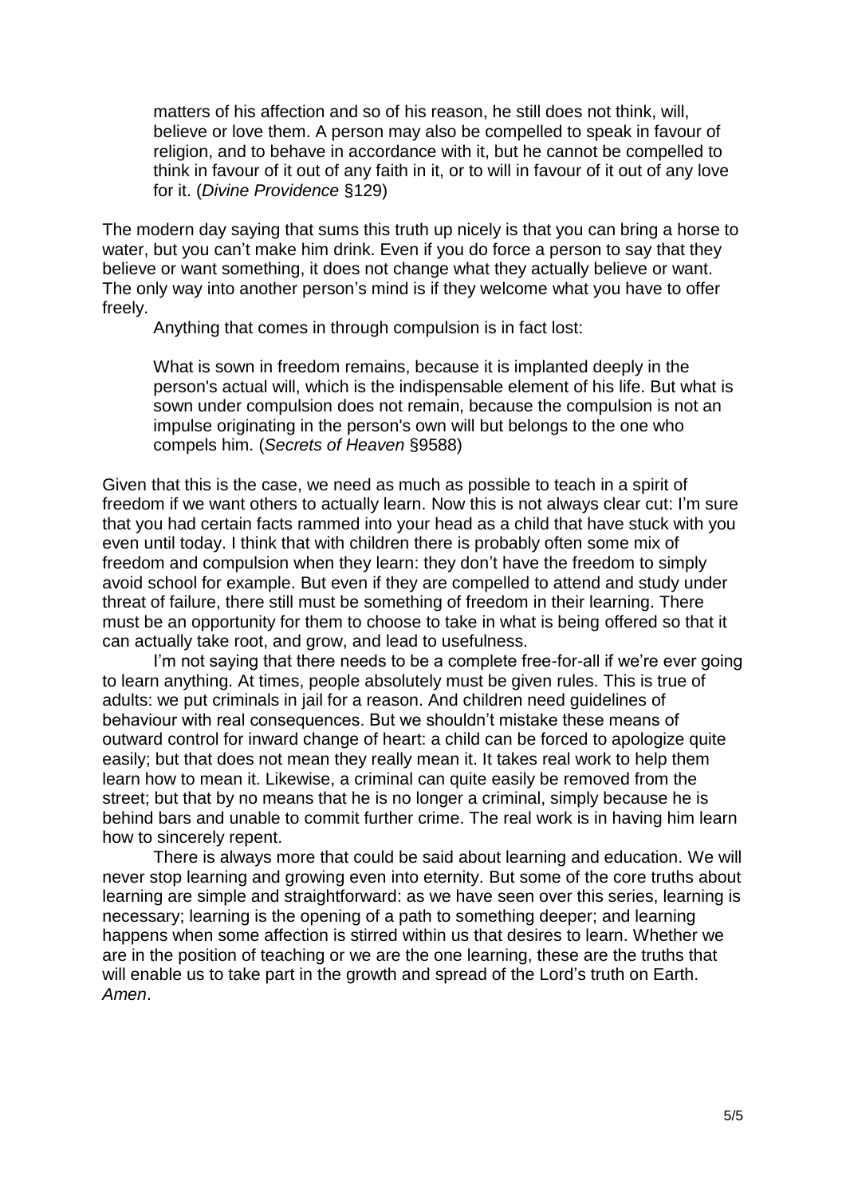> matters of his affection and so of his reason, he still does not think, will, believe or love them. A person may also be compelled to speak in favour of religion, and to behave in accordance with it, but he cannot be compelled to think in favour of it out of any faith in it, or to will in favour of it out of any love for it. (*Divine Providence* §129)

The modern day saying that sums this truth up nicely is that you can bring a horse to water, but you can't make him drink. Even if you do force a person to say that they believe or want something, it does not change what they actually believe or want. The only way into another person's mind is if they welcome what you have to offer freely.

Anything that comes in through compulsion is in fact lost:

> What is sown in freedom remains, because it is implanted deeply in the person's actual will, which is the indispensable element of his life. But what is sown under compulsion does not remain, because the compulsion is not an impulse originating in the person's own will but belongs to the one who compels him. (*Secrets of Heaven* §9588)

Given that this is the case, we need as much as possible to teach in a spirit of freedom if we want others to actually learn. Now this is not always clear cut: I'm sure that you had certain facts rammed into your head as a child that have stuck with you even until today. I think that with children there is probably often some mix of freedom and compulsion when they learn: they don't have the freedom to simply avoid school for example. But even if they are compelled to attend and study under threat of failure, there still must be something of freedom in their learning. There must be an opportunity for them to choose to take in what is being offered so that it can actually take root, and grow, and lead to usefulness.

I'm not saying that there needs to be a complete free-for-all if we're ever going to learn anything. At times, people absolutely must be given rules. This is true of adults: we put criminals in jail for a reason. And children need guidelines of behaviour with real consequences. But we shouldn't mistake these means of outward control for inward change of heart: a child can be forced to apologize quite easily; but that does not mean they really mean it. It takes real work to help them learn how to mean it. Likewise, a criminal can quite easily be removed from the street; but that by no means that he is no longer a criminal, simply because he is behind bars and unable to commit further crime. The real work is in having him learn how to sincerely repent.

There is always more that could be said about learning and education. We will never stop learning and growing even into eternity. But some of the core truths about learning are simple and straightforward: as we have seen over this series, learning is necessary; learning is the opening of a path to something deeper; and learning happens when some affection is stirred within us that desires to learn. Whether we are in the position of teaching or we are the one learning, these are the truths that will enable us to take part in the growth and spread of the Lord's truth on Earth. *Amen*.